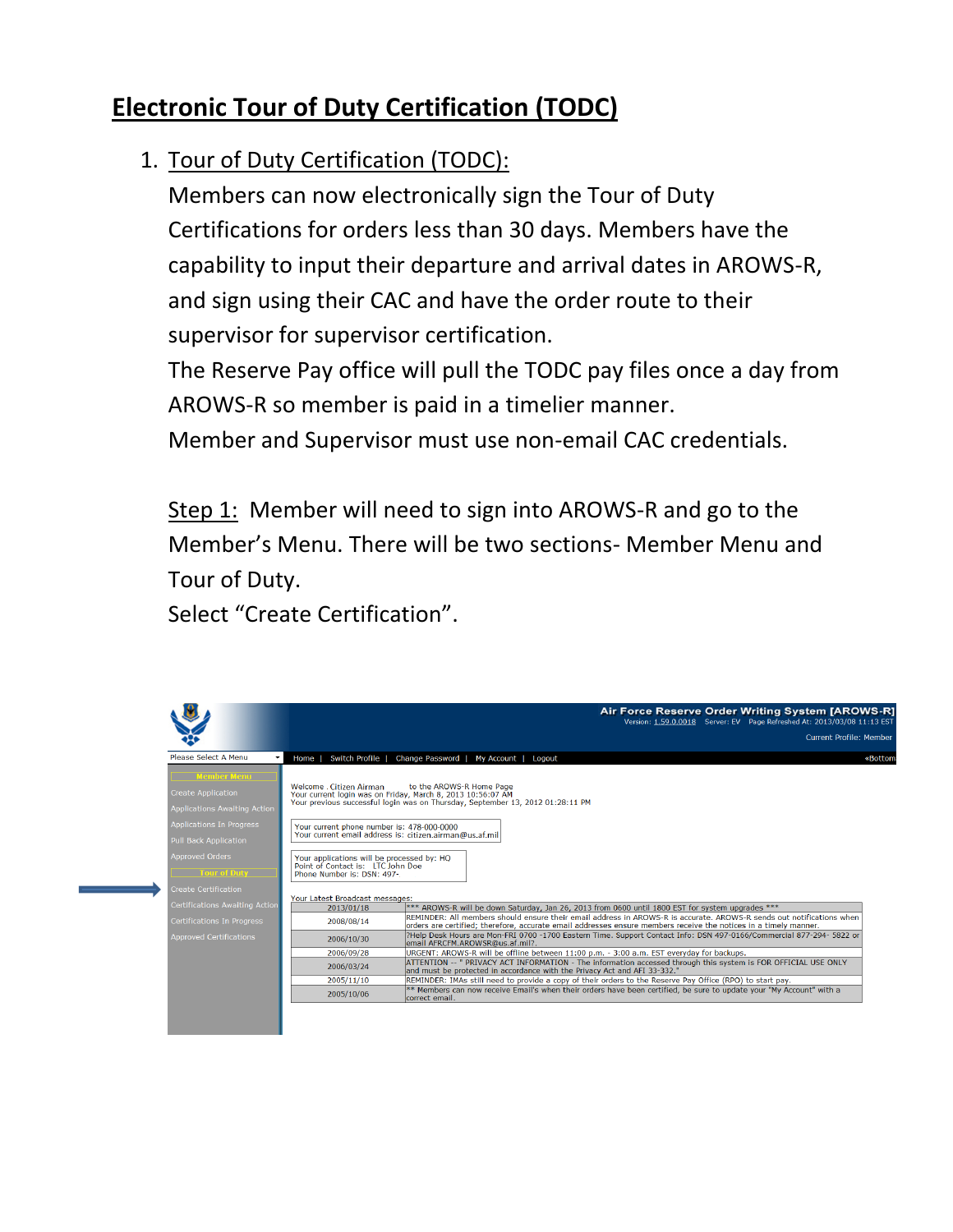# Electronic Tour of Duty Certification (TODC)

1. Tour of Duty Certification (TODC):

   Members can now electronically sign the Tour of Duty Certifications for orders less than 30 days. Members have the capability to input their departure and arrival dates in AROWS-R, and sign using their CAC and have the order route to their supervisor for supervisor certification.

   The Reserve Pay office will pull the TODC pay files once a day from AROWS-R so member is paid in a timelier manner.

   Member and Supervisor must use non-email CAC credentials.

   Step 1: Member will need to sign into AROWS-R and go to the Member's Menu. There will be two sections- Member Menu and Tour of Duty.

   Select "Create Certification".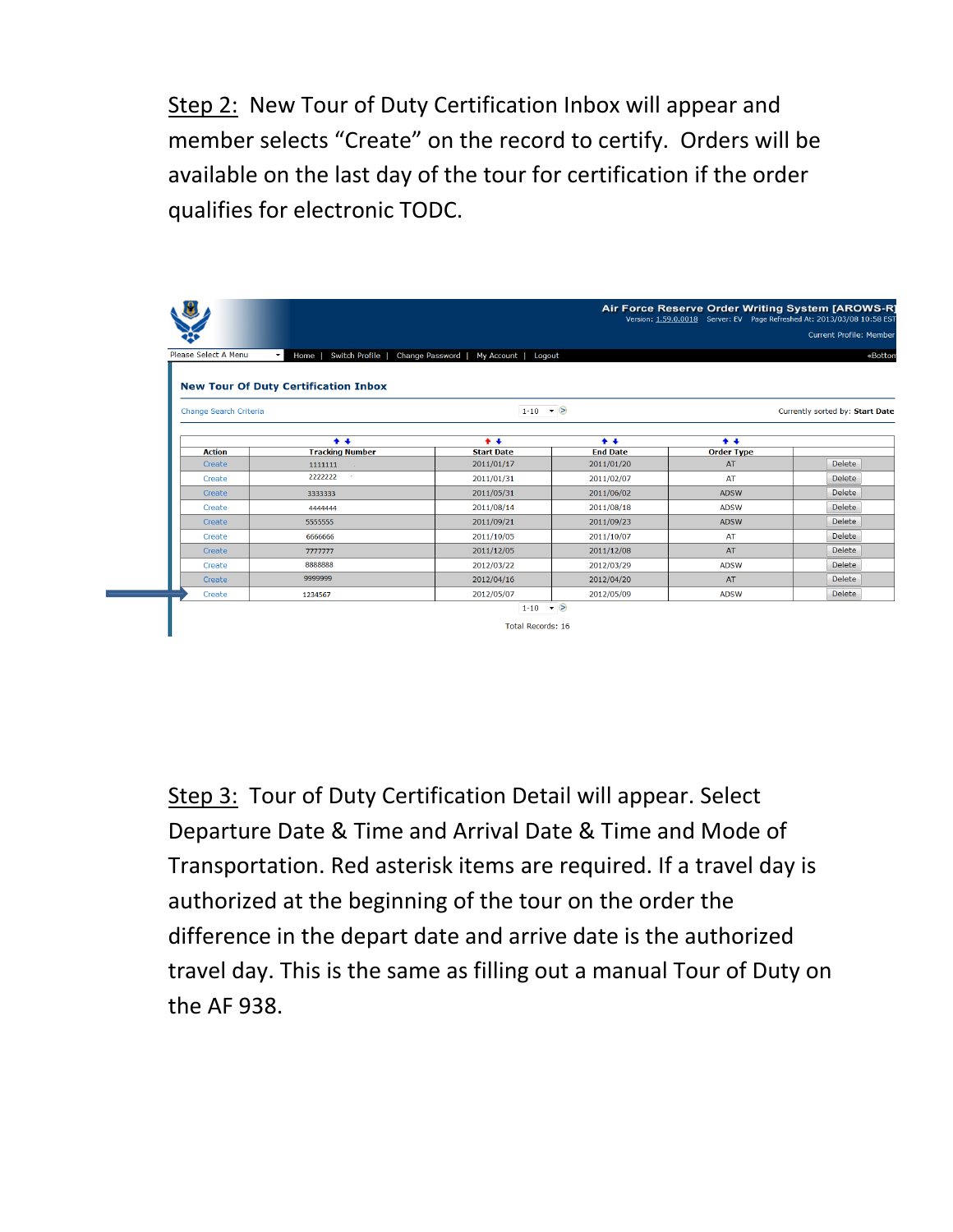Step 2: New Tour of Duty Certification Inbox will appear and member selects "Create" on the record to certify. Orders will be available on the last day of the tour for certification if the order qualifies for electronic TODC.

Air Force Reserve Order Writing System [AROWS-R]
Version: 1.59.0.0018 Server: EV Page Refreshed At: 2013/03/08 10:58 EST
Current Profile: Member

Please Select A Menu | Home | Switch Profile | Change Password | My Account | Logout | «Bottom

**New Tour Of Duty Certification Inbox**

Change Search Criteria 1-10 Currently sorted by: **Start Date**

| Action | Tracking Number | Start Date | End Date | Order Type | |
|---|---|---|---|---|---|
| Create | 1111111 | 2011/01/17 | 2011/01/20 | AT | Delete |
| Create | 2222222 | 2011/01/31 | 2011/02/07 | AT | Delete |
| Create | 3333333 | 2011/05/31 | 2011/06/02 | ADSW | Delete |
| Create | 4444444 | 2011/08/14 | 2011/08/18 | ADSW | Delete |
| Create | 5555555 | 2011/09/21 | 2011/09/23 | ADSW | Delete |
| Create | 6666666 | 2011/10/05 | 2011/10/07 | AT | Delete |
| Create | 7777777 | 2011/12/05 | 2011/12/08 | AT | Delete |
| Create | 8888888 | 2012/03/22 | 2012/03/29 | ADSW | Delete |
| Create | 9999999 | 2012/04/16 | 2012/04/20 | AT | Delete |
| Create | 1234567 | 2012/05/07 | 2012/05/09 | ADSW | Delete |

1-10

Total Records: 16

Step 3: Tour of Duty Certification Detail will appear. Select Departure Date & Time and Arrival Date & Time and Mode of Transportation. Red asterisk items are required. If a travel day is authorized at the beginning of the tour on the order the difference in the depart date and arrive date is the authorized travel day. This is the same as filling out a manual Tour of Duty on the AF 938.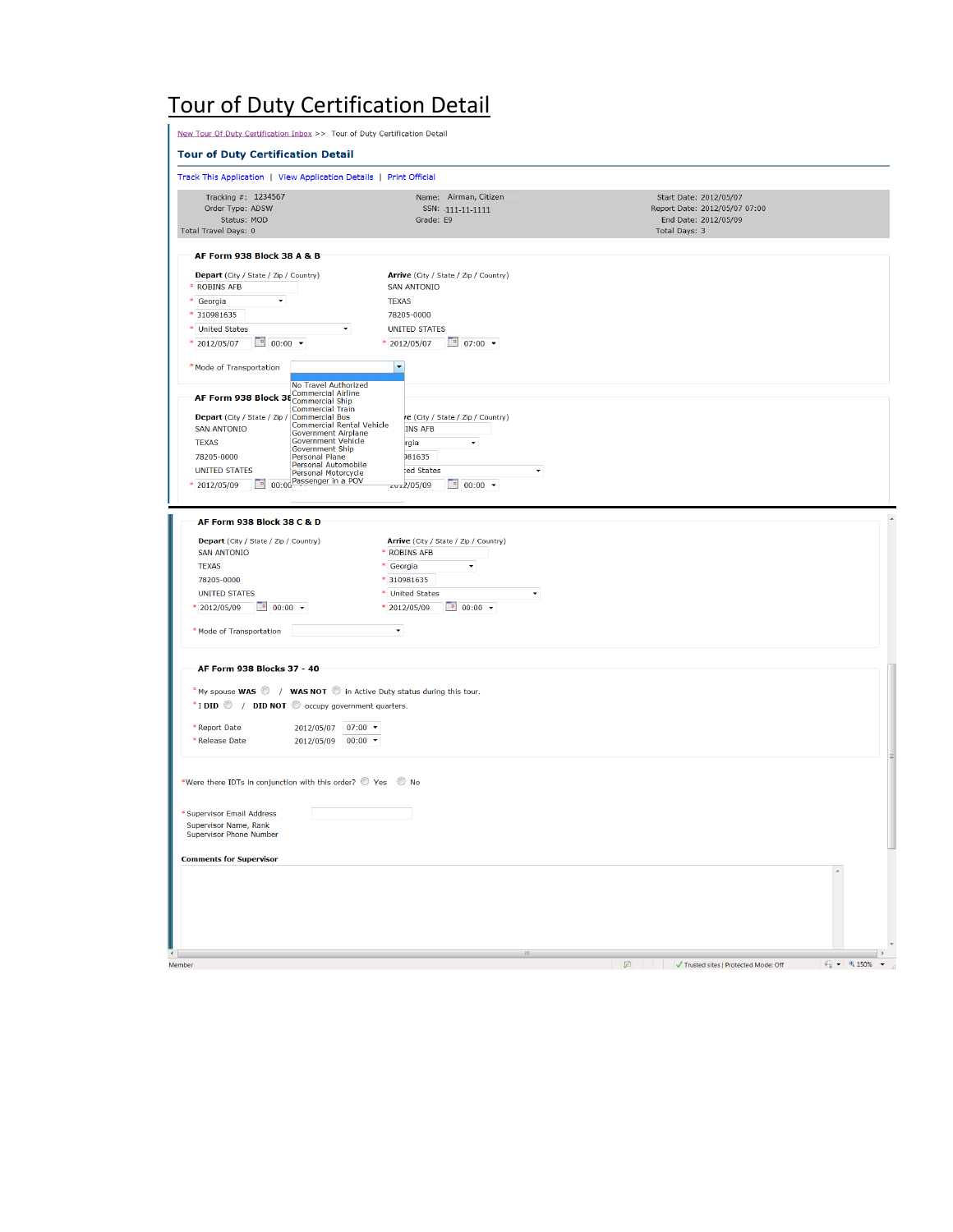# Tour of Duty Certification Detail

New Tour Of Duty Certification Inbox >> Tour of Duty Certification Detail

## Tour of Duty Certification Detail

Track This Application | View Application Details | Print Official

| | | |
|---|---|---|
| Tracking #: 1234567 | Name: Airman, Citizen | Start Date: 2012/05/07 |
| Order Type: ADSW | SSN: 111-11-1111 | Report Date: 2012/05/07 07:00 |
| Status: MOD | Grade: E9 | End Date: 2012/05/09 |
| Total Travel Days: 0 | | Total Days: 3 |

### AF Form 938 Block 38 A & B

| Depart (City / State / Zip / Country) | Arrive (City / State / Zip / Country) |
|---|---|
| * ROBINS AFB | SAN ANTONIO |
| * Georgia | TEXAS |
| * 310981635 | 78205-0000 |
| * United States | UNITED STATES |
| * 2012/05/07 00:00 | * 2012/05/07 07:00 |

* Mode of Transportation

- No Travel Authorized
- Commercial Airline
- Commercial Ship
- Commercial Train
- Commercial Bus
- Commercial Rental Vehicle
- Government Airplane
- Government Vehicle
- Government Ship
- Personal Plane
- Personal Automobile
- Personal Motorcycle
- Passenger in a POV

### AF Form 938 Block 38

| Depart (City / State / Zip / | ...e (City / State / Zip / Country) |
|---|---|
| SAN ANTONIO | ...INS AFB |
| TEXAS | ...rgia |
| 78205-0000 | ...981635 |
| UNITED STATES | ...ed States |
| * 2012/05/09 00:00 | 2012/05/09 00:00 |

### AF Form 938 Block 38 C & D

| Depart (City / State / Zip / Country) | Arrive (City / State / Zip / Country) |
|---|---|
| SAN ANTONIO | * ROBINS AFB |
| TEXAS | * Georgia |
| 78205-0000 | * 310981635 |
| UNITED STATES | * United States |
| * 2012/05/09 00:00 | * 2012/05/09 00:00 |

* Mode of Transportation

### AF Form 938 Blocks 37 - 40

* My spouse **WAS** ○ / **WAS NOT** ○ in Active Duty status during this tour.
* I **DID** ○ / **DID NOT** ○ occupy government quarters.

* Report Date 2012/05/07 07:00
* Release Date 2012/05/09 00:00

*Were there IDTs in conjunction with this order? ○ Yes ○ No

* Supervisor Email Address

Supervisor Name, Rank

Supervisor Phone Number

**Comments for Supervisor**

Member | Trusted sites | Protected Mode: Off | 150%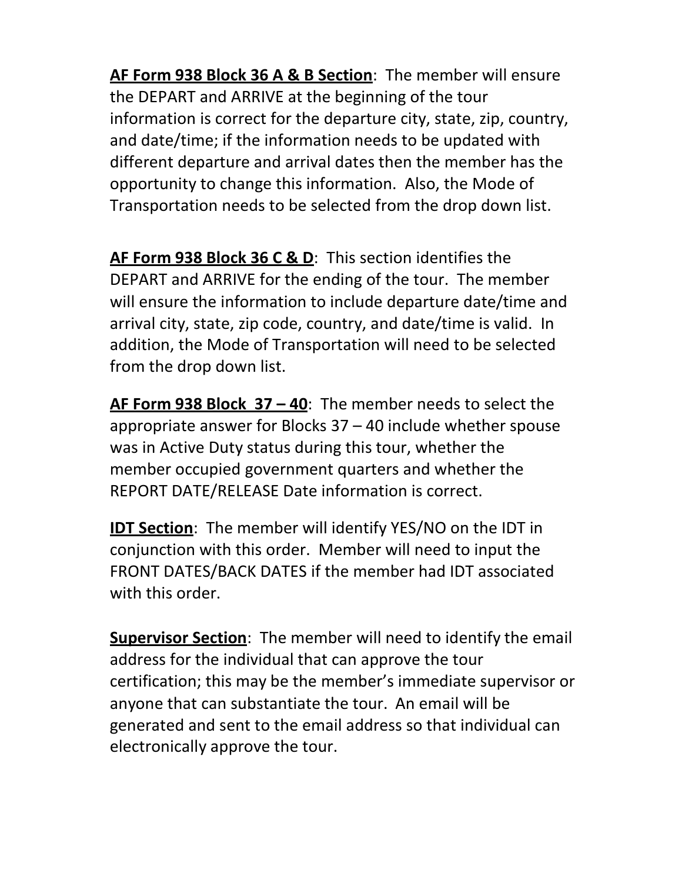**<u>AF Form 938 Block 36 A & B Section</u>**: The member will ensure the DEPART and ARRIVE at the beginning of the tour information is correct for the departure city, state, zip, country, and date/time; if the information needs to be updated with different departure and arrival dates then the member has the opportunity to change this information. Also, the Mode of Transportation needs to be selected from the drop down list.

**<u>AF Form 938 Block 36 C & D</u>**: This section identifies the DEPART and ARRIVE for the ending of the tour. The member will ensure the information to include departure date/time and arrival city, state, zip code, country, and date/time is valid. In addition, the Mode of Transportation will need to be selected from the drop down list.

**<u>AF Form 938 Block 37 – 40</u>**: The member needs to select the appropriate answer for Blocks 37 – 40 include whether spouse was in Active Duty status during this tour, whether the member occupied government quarters and whether the REPORT DATE/RELEASE Date information is correct.

**<u>IDT Section</u>**: The member will identify YES/NO on the IDT in conjunction with this order. Member will need to input the FRONT DATES/BACK DATES if the member had IDT associated with this order.

**<u>Supervisor Section</u>**: The member will need to identify the email address for the individual that can approve the tour certification; this may be the member's immediate supervisor or anyone that can substantiate the tour. An email will be generated and sent to the email address so that individual can electronically approve the tour.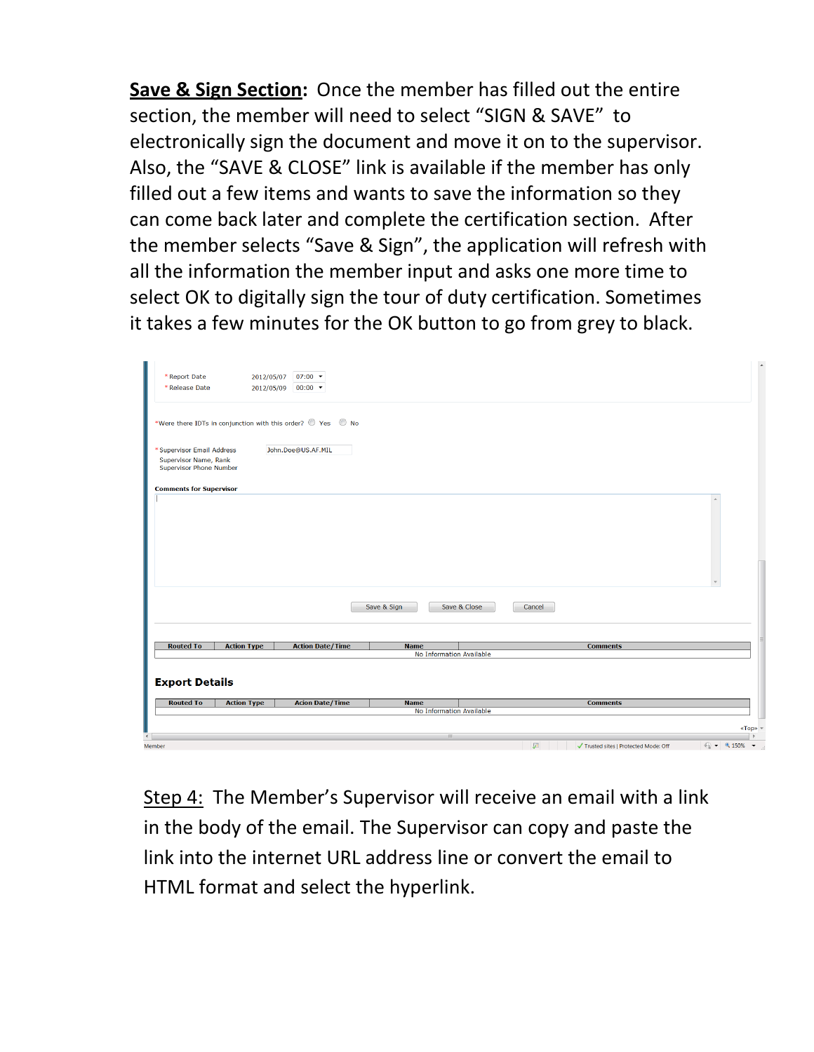**Save & Sign Section:** Once the member has filled out the entire section, the member will need to select "SIGN & SAVE" to electronically sign the document and move it on to the supervisor. Also, the "SAVE & CLOSE" link is available if the member has only filled out a few items and wants to save the information so they can come back later and complete the certification section. After the member selects "Save & Sign", the application will refresh with all the information the member input and asks one more time to select OK to digitally sign the tour of duty certification. Sometimes it takes a few minutes for the OK button to go from grey to black.

* Report Date 2012/05/07 07:00
* Release Date 2012/05/09 00:00

*Were there IDTs in conjunction with this order? Yes No

* Supervisor Email Address John.Doe@US.AF.MIL
Supervisor Name, Rank
Supervisor Phone Number

**Comments for Supervisor**

Save & Sign | Save & Close | Cancel

| Routed To | Action Type | Action Date/Time | Name | Comments |
|---|---|---|---|---|
| | | No Information Available | | |

**Export Details**

| Routed To | Action Type | Acion Date/Time | Name | Comments |
|---|---|---|---|---|
| | | No Information Available | | |

Step 4: The Member's Supervisor will receive an email with a link in the body of the email. The Supervisor can copy and paste the link into the internet URL address line or convert the email to HTML format and select the hyperlink.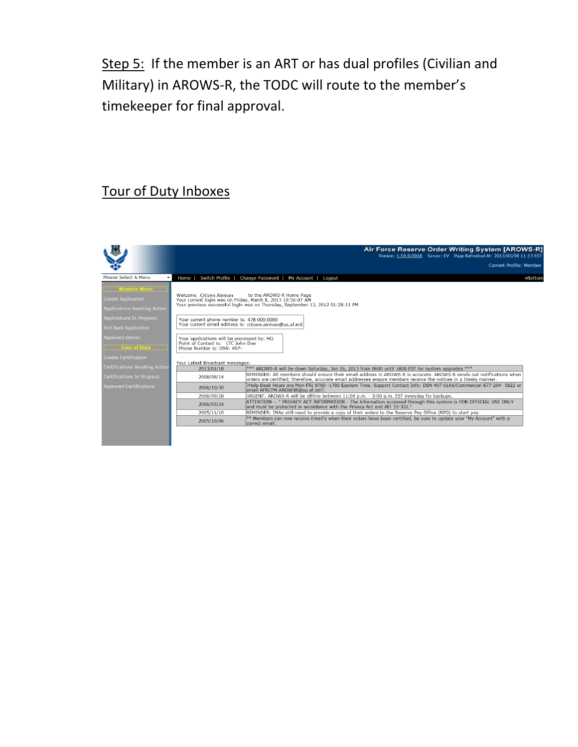Step 5: If the member is an ART or has dual profiles (Civilian and Military) in AROWS-R, the TODC will route to the member's timekeeper for final approval.

## Tour of Duty Inboxes

Air Force Reserve Order Writing System [AROWS-R]
Version: 1.59.0.0018 Server: EV Page Refreshed At: 2013/03/08 11:13 EST
Current Profile: Member

Please Select A Menu | Home | Switch Profile | Change Password | My Account | Logout | «Bottom

**Member Menu**
- Create Application
- Applications Awaiting Action
- Applications In Progress
- Pull Back Application
- Approved Orders

**Tour of Duty**
- Create Certification
- Certifications Awaiting Action
- Certifications In Progress
- Approved Certifications

Welcome , Citizen Airman to the AROWS-R Home Page
Your current login was on Friday, March 8, 2013 10:56:07 AM
Your previous successful login was on Thursday, September 13, 2012 01:28:11 PM

Your current phone number is: 478-000-0000
Your current email address is: citizen.airman@us.af.mil

Your applications will be processed by: HQ
Point of Contact is: LTC John Doe
Phone Number is: DSN: 497-

Your Latest Broadcast messages:

| Date | Message |
|---|---|
| 2013/01/18 | *** AROWS-R will be down Saturday, Jan 26, 2013 from 0600 until 1800 EST for system upgrades *** |
| 2008/08/14 | REMINDER: All members should ensure their email address in AROWS-R is accurate. AROWS-R sends out notifications when orders are certified; therefore, accurate email addresses ensure members receive the notices in a timely manner. |
| 2006/10/30 | ?Help Desk Hours are Mon-FRI 0700 -1700 Eastern Time. Support Contact Info: DSN 497-0166/Commercial 877-294- 5822 or email AFRCFM.AROWSR@us.af.mil?. |
| 2006/09/28 | URGENT: AROWS-R will be offline between 11:00 p.m. - 3:00 a.m. EST everyday for backups. |
| 2006/03/24 | ATTENTION -- " PRIVACY ACT INFORMATION - The information accessed through this system is FOR OFFICIAL USE ONLY and must be protected in accordance with the Privacy Act and AFI 33-332." |
| 2005/11/10 | REMINDER: IMAs still need to provide a copy of their orders to the Reserve Pay Office (RPO) to start pay. |
| 2005/10/06 | ** Members can now receive Email's when their orders have been certified, be sure to update your "My Account" with a correct email. |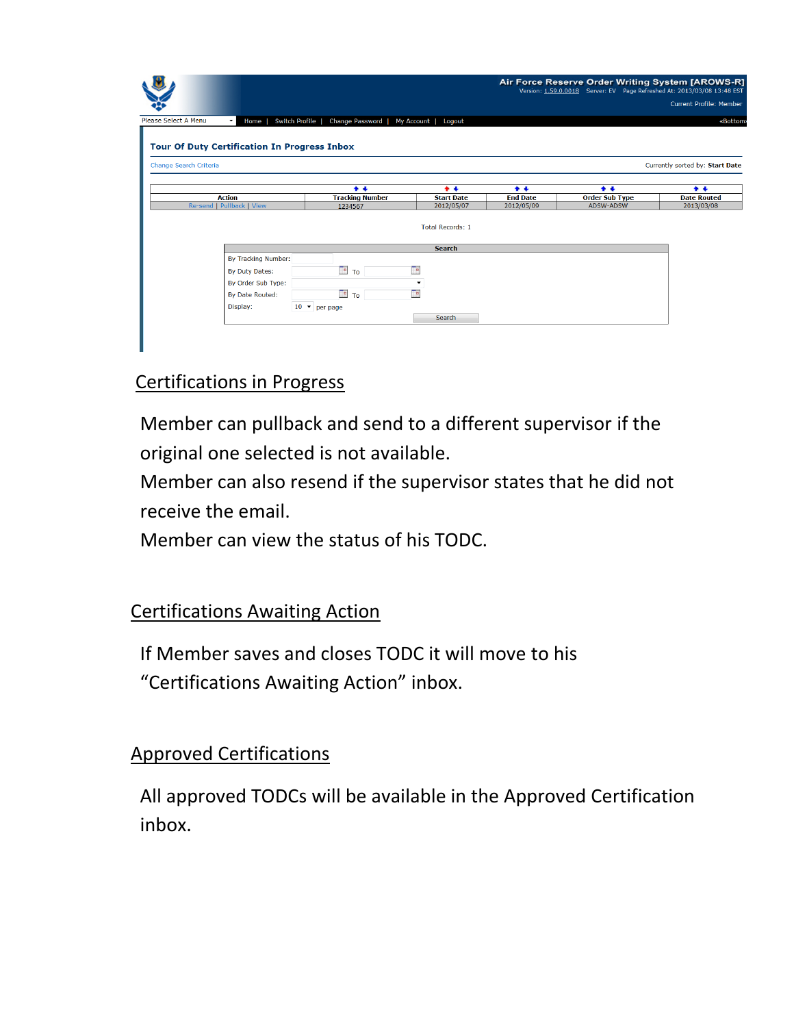Air Force Reserve Order Writing System [AROWS-R]
Version: 1.59.0.0018 Server: EV Page Refreshed At: 2013/03/08 13:48 EST
Current Profile: Member

Please Select A Menu | Home | Switch Profile | Change Password | My Account | Logout | «Bottom»

**Tour Of Duty Certification In Progress Inbox**

Change Search Criteria — Currently sorted by: **Start Date**

| Action | Tracking Number | Start Date | End Date | Order Sub Type | Date Routed |
|---|---|---|---|---|---|
| Re-send \| Pullback \| View | 1234567 | 2012/05/07 | 2012/05/09 | ADSW-ADSW | 2013/03/08 |

Total Records: 1

**Search**

By Tracking Number:
By Duty Dates: To
By Order Sub Type:
By Date Routed: To
Display: 10 per page

Search

## Certifications in Progress

Member can pullback and send to a different supervisor if the original one selected is not available.
Member can also resend if the supervisor states that he did not receive the email.
Member can view the status of his TODC.

## Certifications Awaiting Action

If Member saves and closes TODC it will move to his "Certifications Awaiting Action" inbox.

## Approved Certifications

All approved TODCs will be available in the Approved Certification inbox.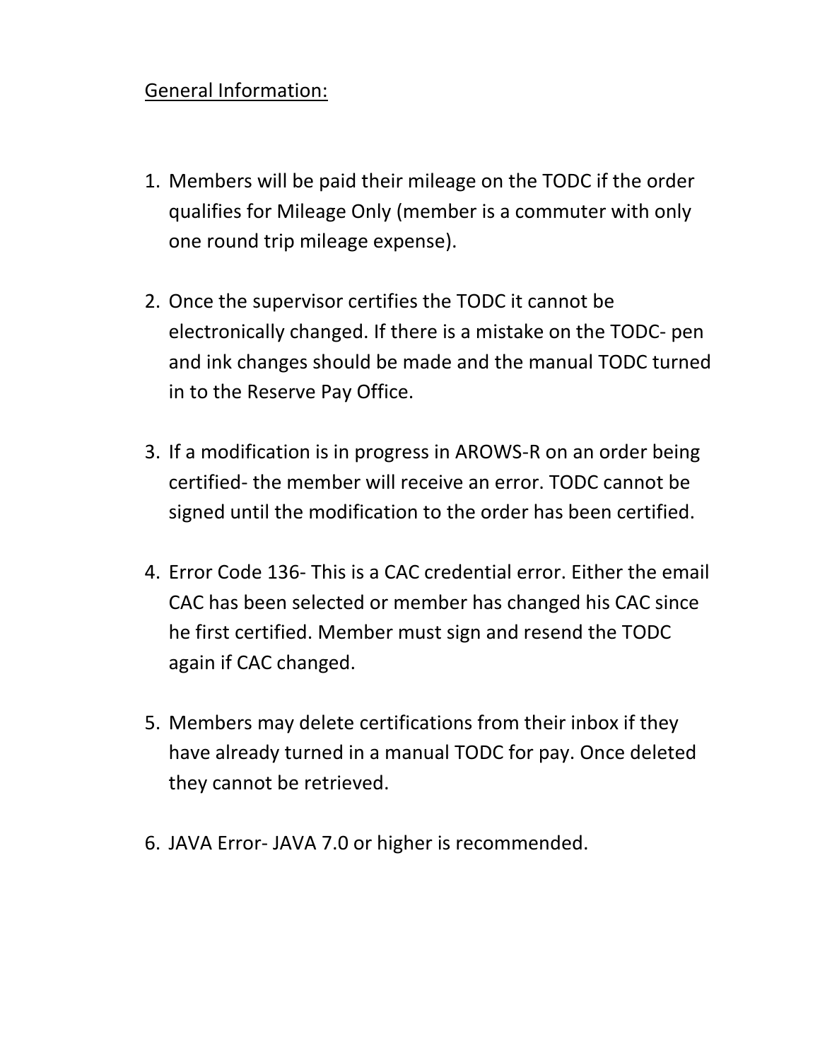General Information:

1. Members will be paid their mileage on the TODC if the order qualifies for Mileage Only (member is a commuter with only one round trip mileage expense).

2. Once the supervisor certifies the TODC it cannot be electronically changed. If there is a mistake on the TODC- pen and ink changes should be made and the manual TODC turned in to the Reserve Pay Office.

3. If a modification is in progress in AROWS-R on an order being certified- the member will receive an error. TODC cannot be signed until the modification to the order has been certified.

4. Error Code 136- This is a CAC credential error. Either the email CAC has been selected or member has changed his CAC since he first certified. Member must sign and resend the TODC again if CAC changed.

5. Members may delete certifications from their inbox if they have already turned in a manual TODC for pay. Once deleted they cannot be retrieved.

6. JAVA Error- JAVA 7.0 or higher is recommended.